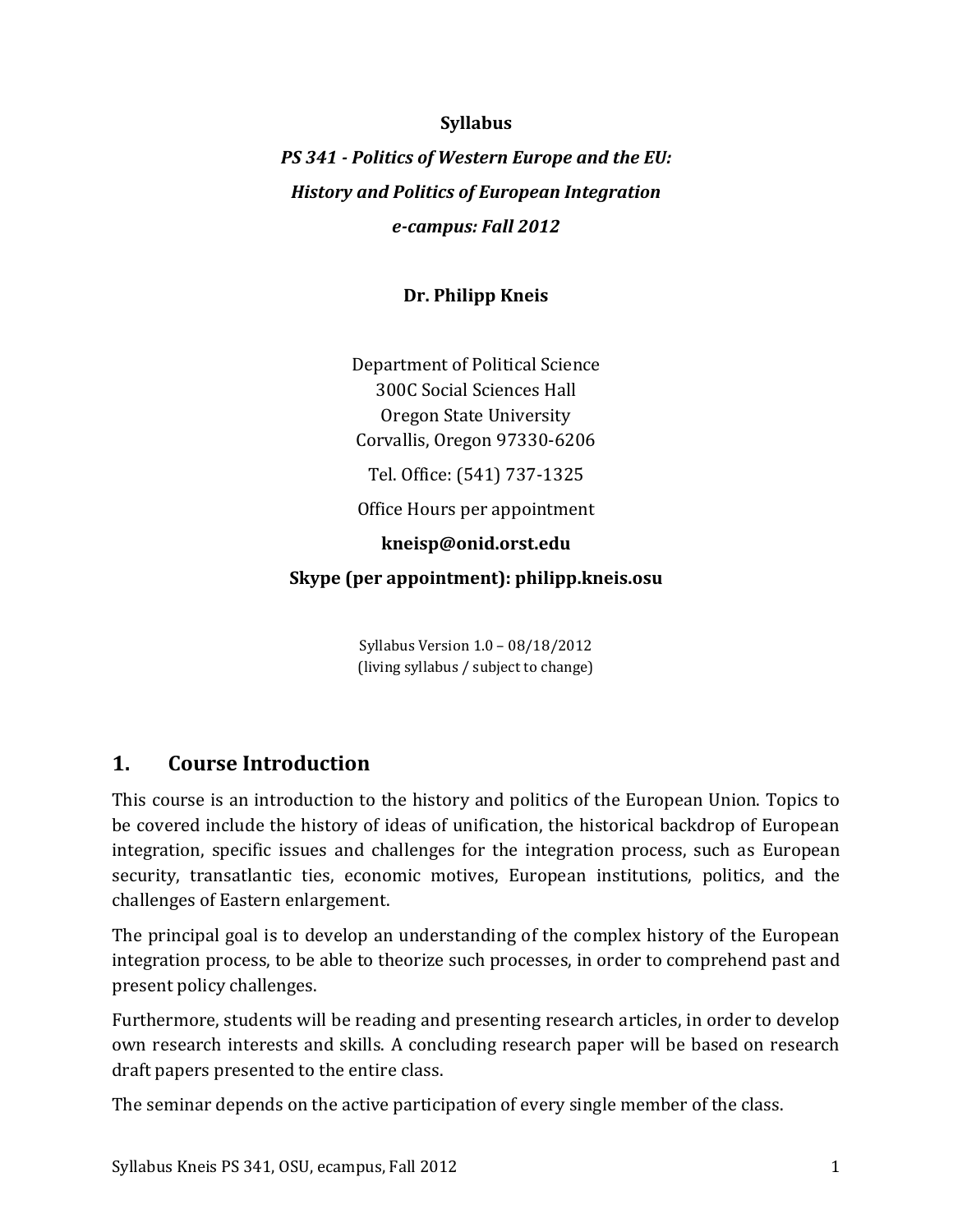**Syllabus**

***PS 341 - Politics of Western Europe and the EU:***

***History and Politics of European Integration***

***e-campus: Fall 2012***

**Dr. Philipp Kneis**

Department of Political Science
300C Social Sciences Hall
Oregon State University
Corvallis, Oregon 97330-6206

Tel. Office: (541) 737-1325

Office Hours per appointment

**kneisp@onid.orst.edu**

**Skype (per appointment): philipp.kneis.osu**

Syllabus Version 1.0 – 08/18/2012
(living syllabus / subject to change)

## 1. Course Introduction

This course is an introduction to the history and politics of the European Union. Topics to be covered include the history of ideas of unification, the historical backdrop of European integration, specific issues and challenges for the integration process, such as European security, transatlantic ties, economic motives, European institutions, politics, and the challenges of Eastern enlargement.

The principal goal is to develop an understanding of the complex history of the European integration process, to be able to theorize such processes, in order to comprehend past and present policy challenges.

Furthermore, students will be reading and presenting research articles, in order to develop own research interests and skills. A concluding research paper will be based on research draft papers presented to the entire class.

The seminar depends on the active participation of every single member of the class.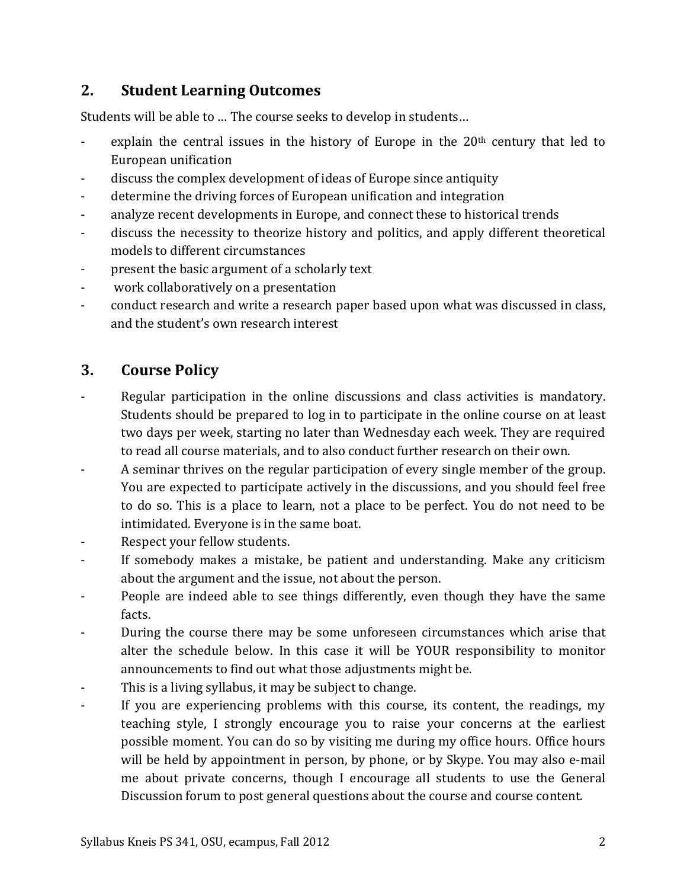## 2. Student Learning Outcomes

Students will be able to … The course seeks to develop in students…

- explain the central issues in the history of Europe in the 20th century that led to European unification
- discuss the complex development of ideas of Europe since antiquity
- determine the driving forces of European unification and integration
- analyze recent developments in Europe, and connect these to historical trends
- discuss the necessity to theorize history and politics, and apply different theoretical models to different circumstances
- present the basic argument of a scholarly text
- work collaboratively on a presentation
- conduct research and write a research paper based upon what was discussed in class, and the student's own research interest

## 3. Course Policy

- Regular participation in the online discussions and class activities is mandatory. Students should be prepared to log in to participate in the online course on at least two days per week, starting no later than Wednesday each week. They are required to read all course materials, and to also conduct further research on their own.
- A seminar thrives on the regular participation of every single member of the group. You are expected to participate actively in the discussions, and you should feel free to do so. This is a place to learn, not a place to be perfect. You do not need to be intimidated. Everyone is in the same boat.
- Respect your fellow students.
- If somebody makes a mistake, be patient and understanding. Make any criticism about the argument and the issue, not about the person.
- People are indeed able to see things differently, even though they have the same facts.
- During the course there may be some unforeseen circumstances which arise that alter the schedule below. In this case it will be YOUR responsibility to monitor announcements to find out what those adjustments might be.
- This is a living syllabus, it may be subject to change.
- If you are experiencing problems with this course, its content, the readings, my teaching style, I strongly encourage you to raise your concerns at the earliest possible moment. You can do so by visiting me during my office hours. Office hours will be held by appointment in person, by phone, or by Skype. You may also e-mail me about private concerns, though I encourage all students to use the General Discussion forum to post general questions about the course and course content.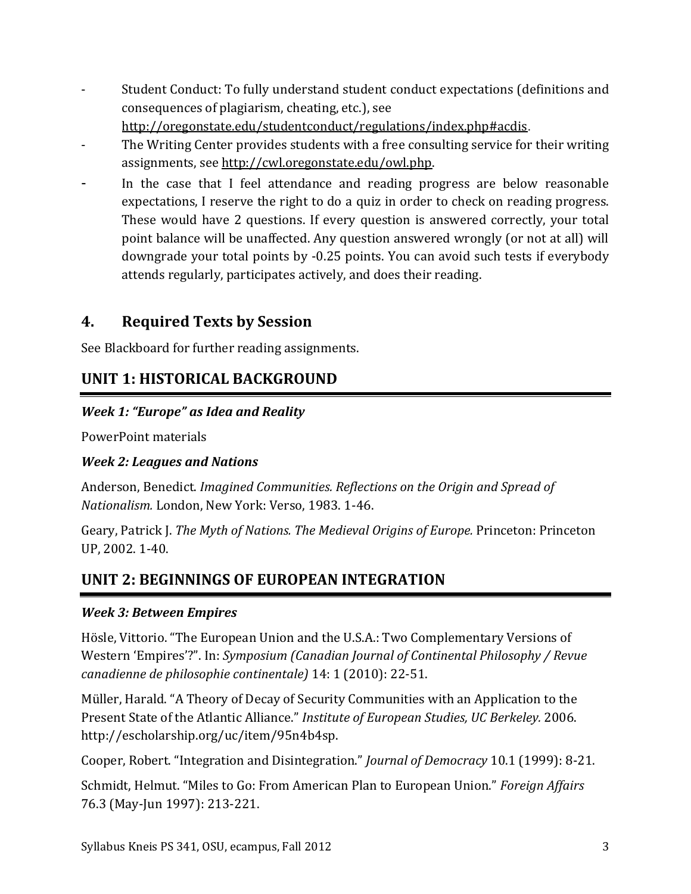- Student Conduct: To fully understand student conduct expectations (definitions and consequences of plagiarism, cheating, etc.), see http://oregonstate.edu/studentconduct/regulations/index.php#acdis.
- The Writing Center provides students with a free consulting service for their writing assignments, see http://cwl.oregonstate.edu/owl.php.
- In the case that I feel attendance and reading progress are below reasonable expectations, I reserve the right to do a quiz in order to check on reading progress. These would have 2 questions. If every question is answered correctly, your total point balance will be unaffected. Any question answered wrongly (or not at all) will downgrade your total points by -0.25 points. You can avoid such tests if everybody attends regularly, participates actively, and does their reading.

## 4. Required Texts by Session

See Blackboard for further reading assignments.

## UNIT 1: HISTORICAL BACKGROUND

### *Week 1: "Europe" as Idea and Reality*

PowerPoint materials

### *Week 2: Leagues and Nations*

Anderson, Benedict. *Imagined Communities. Reflections on the Origin and Spread of Nationalism.* London, New York: Verso, 1983. 1-46.

Geary, Patrick J. *The Myth of Nations. The Medieval Origins of Europe.* Princeton: Princeton UP, 2002. 1-40.

## UNIT 2: BEGINNINGS OF EUROPEAN INTEGRATION

### *Week 3: Between Empires*

Hösle, Vittorio. "The European Union and the U.S.A.: Two Complementary Versions of Western 'Empires'?". In: *Symposium (Canadian Journal of Continental Philosophy / Revue canadienne de philosophie continentale)* 14: 1 (2010): 22-51.

Müller, Harald. "A Theory of Decay of Security Communities with an Application to the Present State of the Atlantic Alliance." *Institute of European Studies, UC Berkeley.* 2006. http://escholarship.org/uc/item/95n4b4sp.

Cooper, Robert. "Integration and Disintegration." *Journal of Democracy* 10.1 (1999): 8-21.

Schmidt, Helmut. "Miles to Go: From American Plan to European Union." *Foreign Affairs* 76.3 (May-Jun 1997): 213-221.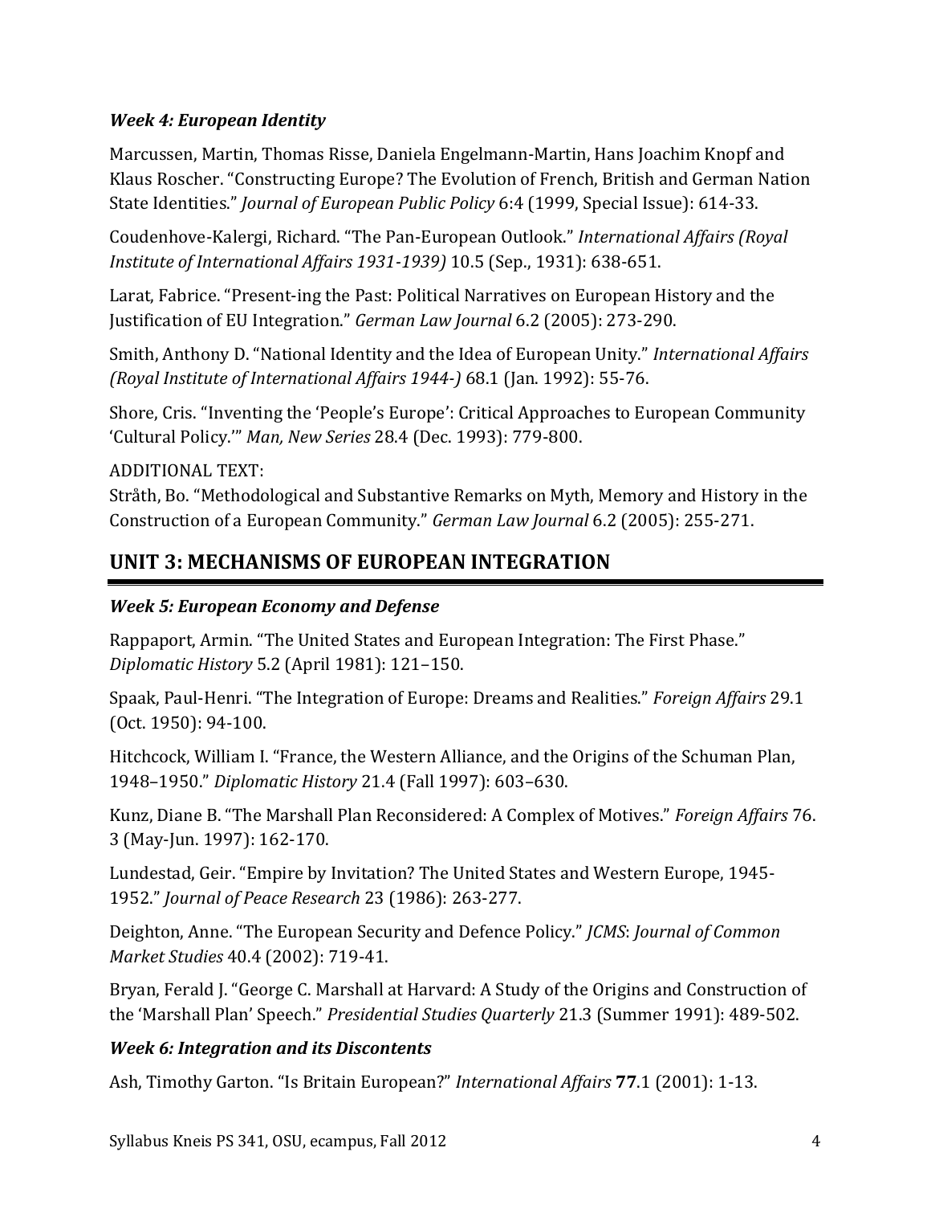### *Week 4: European Identity*

Marcussen, Martin, Thomas Risse, Daniela Engelmann-Martin, Hans Joachim Knopf and Klaus Roscher. "Constructing Europe? The Evolution of French, British and German Nation State Identities." *Journal of European Public Policy* 6:4 (1999, Special Issue): 614-33.

Coudenhove-Kalergi, Richard. "The Pan-European Outlook." *International Affairs (Royal Institute of International Affairs 1931-1939)* 10.5 (Sep., 1931): 638-651.

Larat, Fabrice. "Present-ing the Past: Political Narratives on European History and the Justification of EU Integration." *German Law Journal* 6.2 (2005): 273-290.

Smith, Anthony D. "National Identity and the Idea of European Unity." *International Affairs (Royal Institute of International Affairs 1944-)* 68.1 (Jan. 1992): 55-76.

Shore, Cris. "Inventing the 'People's Europe': Critical Approaches to European Community 'Cultural Policy.'" *Man, New Series* 28.4 (Dec. 1993): 779-800.

ADDITIONAL TEXT:
Stråth, Bo. "Methodological and Substantive Remarks on Myth, Memory and History in the Construction of a European Community." *German Law Journal* 6.2 (2005): 255-271.

## UNIT 3: MECHANISMS OF EUROPEAN INTEGRATION

### *Week 5: European Economy and Defense*

Rappaport, Armin. "The United States and European Integration: The First Phase." *Diplomatic History* 5.2 (April 1981): 121–150.

Spaak, Paul-Henri. "The Integration of Europe: Dreams and Realities." *Foreign Affairs* 29.1 (Oct. 1950): 94-100.

Hitchcock, William I. "France, the Western Alliance, and the Origins of the Schuman Plan, 1948–1950." *Diplomatic History* 21.4 (Fall 1997): 603–630.

Kunz, Diane B. "The Marshall Plan Reconsidered: A Complex of Motives." *Foreign Affairs* 76. 3 (May-Jun. 1997): 162-170.

Lundestad, Geir. "Empire by Invitation? The United States and Western Europe, 1945-1952." *Journal of Peace Research* 23 (1986): 263-277.

Deighton, Anne. "The European Security and Defence Policy." *JCMS*: *Journal of Common Market Studies* 40.4 (2002): 719-41.

Bryan, Ferald J. "George C. Marshall at Harvard: A Study of the Origins and Construction of the 'Marshall Plan' Speech." *Presidential Studies Quarterly* 21.3 (Summer 1991): 489-502.

### *Week 6: Integration and its Discontents*

Ash, Timothy Garton. "Is Britain European?" *International Affairs* **77**.1 (2001): 1-13.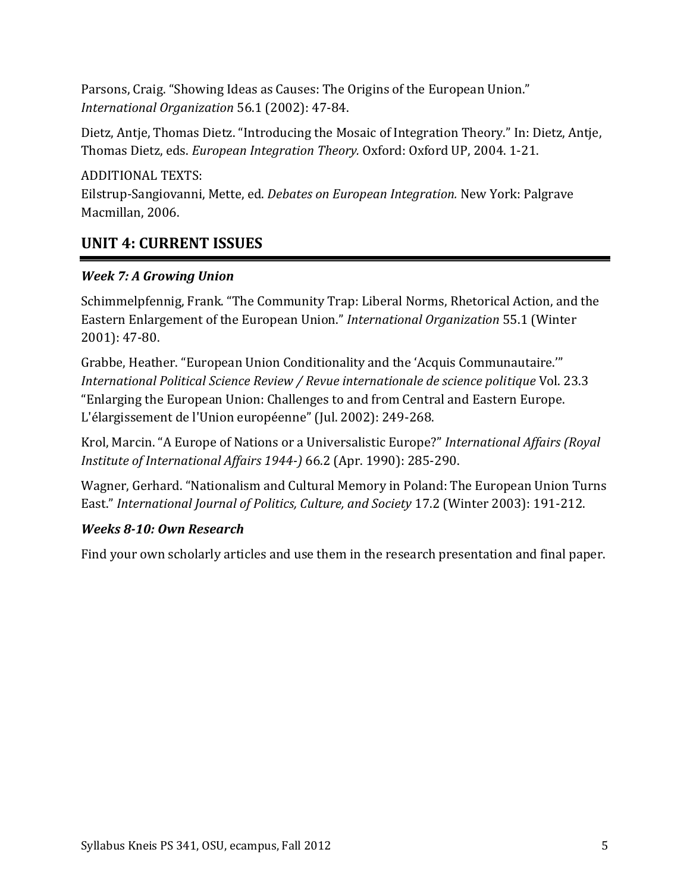Parsons, Craig. "Showing Ideas as Causes: The Origins of the European Union." *International Organization* 56.1 (2002): 47-84.

Dietz, Antje, Thomas Dietz. "Introducing the Mosaic of Integration Theory." In: Dietz, Antje, Thomas Dietz, eds. *European Integration Theory.* Oxford: Oxford UP, 2004. 1-21.

ADDITIONAL TEXTS:
Eilstrup-Sangiovanni, Mette, ed. *Debates on European Integration.* New York: Palgrave Macmillan, 2006.

## UNIT 4: CURRENT ISSUES

### *Week 7: A Growing Union*

Schimmelpfennig, Frank. "The Community Trap: Liberal Norms, Rhetorical Action, and the Eastern Enlargement of the European Union." *International Organization* 55.1 (Winter 2001): 47-80.

Grabbe, Heather. "European Union Conditionality and the 'Acquis Communautaire.'" *International Political Science Review / Revue internationale de science politique* Vol. 23.3 "Enlarging the European Union: Challenges to and from Central and Eastern Europe. L'élargissement de l'Union européenne" (Jul. 2002): 249-268.

Krol, Marcin. "A Europe of Nations or a Universalistic Europe?" *International Affairs (Royal Institute of International Affairs 1944-)* 66.2 (Apr. 1990): 285-290.

Wagner, Gerhard. "Nationalism and Cultural Memory in Poland: The European Union Turns East." *International Journal of Politics, Culture, and Society* 17.2 (Winter 2003): 191-212.

### *Weeks 8-10: Own Research*

Find your own scholarly articles and use them in the research presentation and final paper.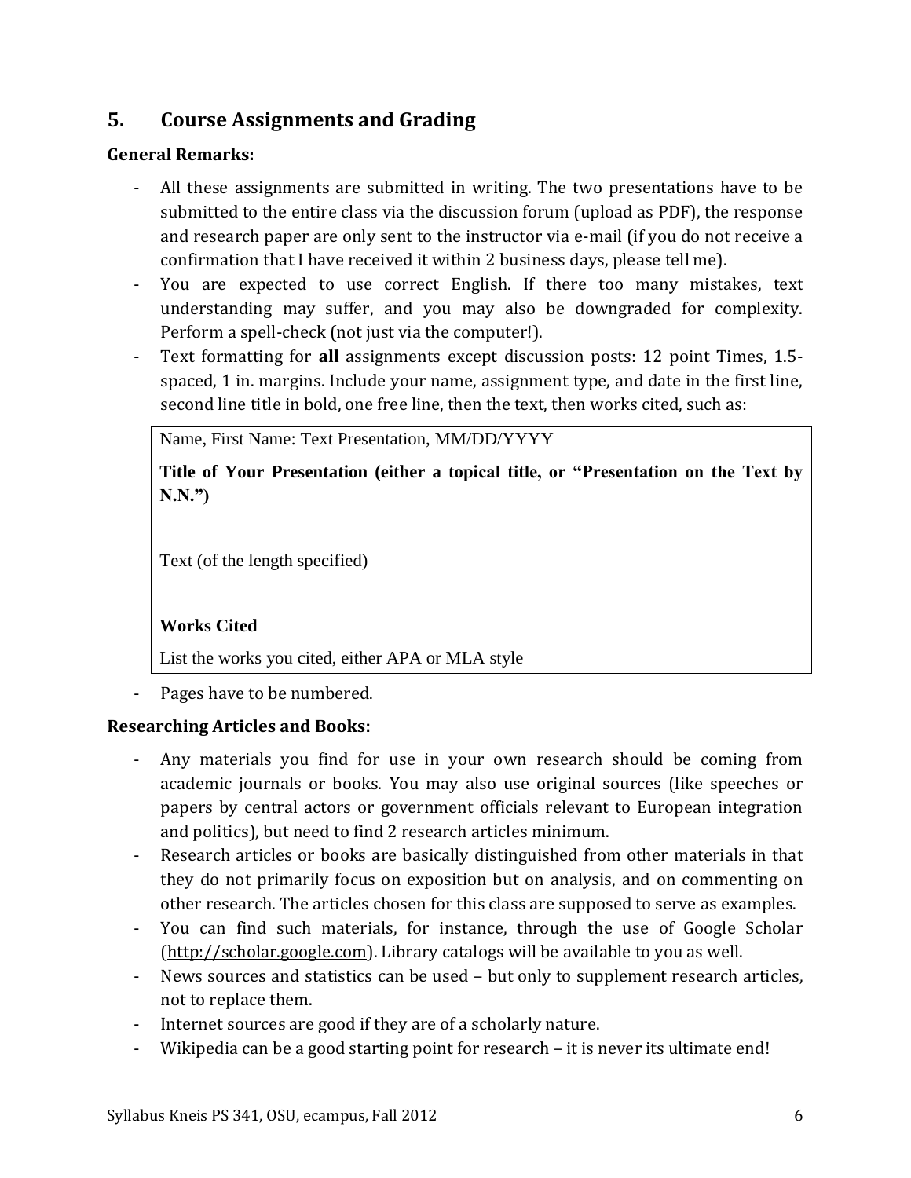## 5. Course Assignments and Grading

**General Remarks:**

- All these assignments are submitted in writing. The two presentations have to be submitted to the entire class via the discussion forum (upload as PDF), the response and research paper are only sent to the instructor via e-mail (if you do not receive a confirmation that I have received it within 2 business days, please tell me).
- You are expected to use correct English. If there too many mistakes, text understanding may suffer, and you may also be downgraded for complexity. Perform a spell-check (not just via the computer!).
- Text formatting for **all** assignments except discussion posts: 12 point Times, 1.5-spaced, 1 in. margins. Include your name, assignment type, and date in the first line, second line title in bold, one free line, then the text, then works cited, such as:

> Name, First Name: Text Presentation, MM/DD/YYYY
>
> **Title of Your Presentation (either a topical title, or "Presentation on the Text by N.N.")**
>
> Text (of the length specified)
>
> **Works Cited**
>
> List the works you cited, either APA or MLA style

- Pages have to be numbered.

**Researching Articles and Books:**

- Any materials you find for use in your own research should be coming from academic journals or books. You may also use original sources (like speeches or papers by central actors or government officials relevant to European integration and politics), but need to find 2 research articles minimum.
- Research articles or books are basically distinguished from other materials in that they do not primarily focus on exposition but on analysis, and on commenting on other research. The articles chosen for this class are supposed to serve as examples.
- You can find such materials, for instance, through the use of Google Scholar (http://scholar.google.com). Library catalogs will be available to you as well.
- News sources and statistics can be used – but only to supplement research articles, not to replace them.
- Internet sources are good if they are of a scholarly nature.
- Wikipedia can be a good starting point for research – it is never its ultimate end!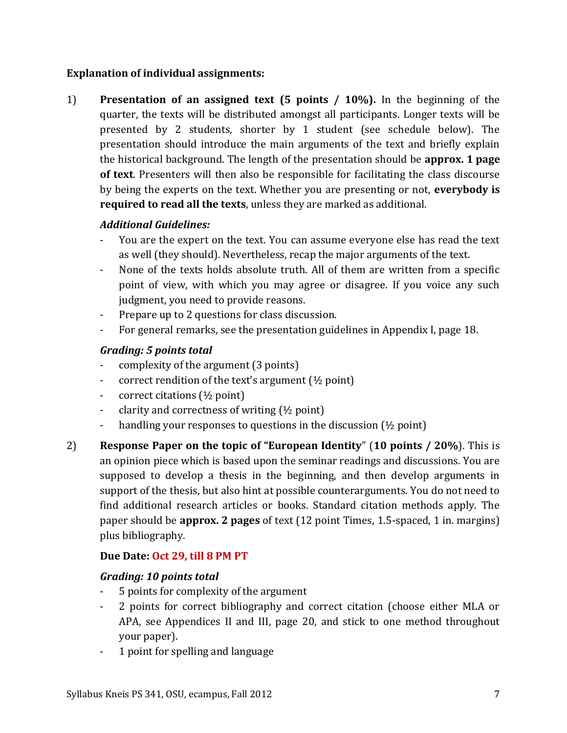**Explanation of individual assignments:**

1) **Presentation of an assigned text (5 points / 10%).** In the beginning of the quarter, the texts will be distributed amongst all participants. Longer texts will be presented by 2 students, shorter by 1 student (see schedule below). The presentation should introduce the main arguments of the text and briefly explain the historical background. The length of the presentation should be **approx. 1 page of text**. Presenters will then also be responsible for facilitating the class discourse by being the experts on the text. Whether you are presenting or not, **everybody is required to read all the texts**, unless they are marked as additional.

   ***Additional Guidelines:***

   - You are the expert on the text. You can assume everyone else has read the text as well (they should). Nevertheless, recap the major arguments of the text.
   - None of the texts holds absolute truth. All of them are written from a specific point of view, with which you may agree or disagree. If you voice any such judgment, you need to provide reasons.
   - Prepare up to 2 questions for class discussion.
   - For general remarks, see the presentation guidelines in Appendix I, page 18.

   ***Grading: 5 points total***

   - complexity of the argument (3 points)
   - correct rendition of the text's argument (½ point)
   - correct citations (½ point)
   - clarity and correctness of writing (½ point)
   - handling your responses to questions in the discussion (½ point)

2) **Response Paper on the topic of "European Identity**" (**10 points / 20%**). This is an opinion piece which is based upon the seminar readings and discussions. You are supposed to develop a thesis in the beginning, and then develop arguments in support of the thesis, but also hint at possible counterarguments. You do not need to find additional research articles or books. Standard citation methods apply. The paper should be **approx. 2 pages** of text (12 point Times, 1.5-spaced, 1 in. margins) plus bibliography.

   **Due Date: Oct 29, till 8 PM PT**

   ***Grading: 10 points total***

   - 5 points for complexity of the argument
   - 2 points for correct bibliography and correct citation (choose either MLA or APA, see Appendices II and III, page 20, and stick to one method throughout your paper).
   - 1 point for spelling and language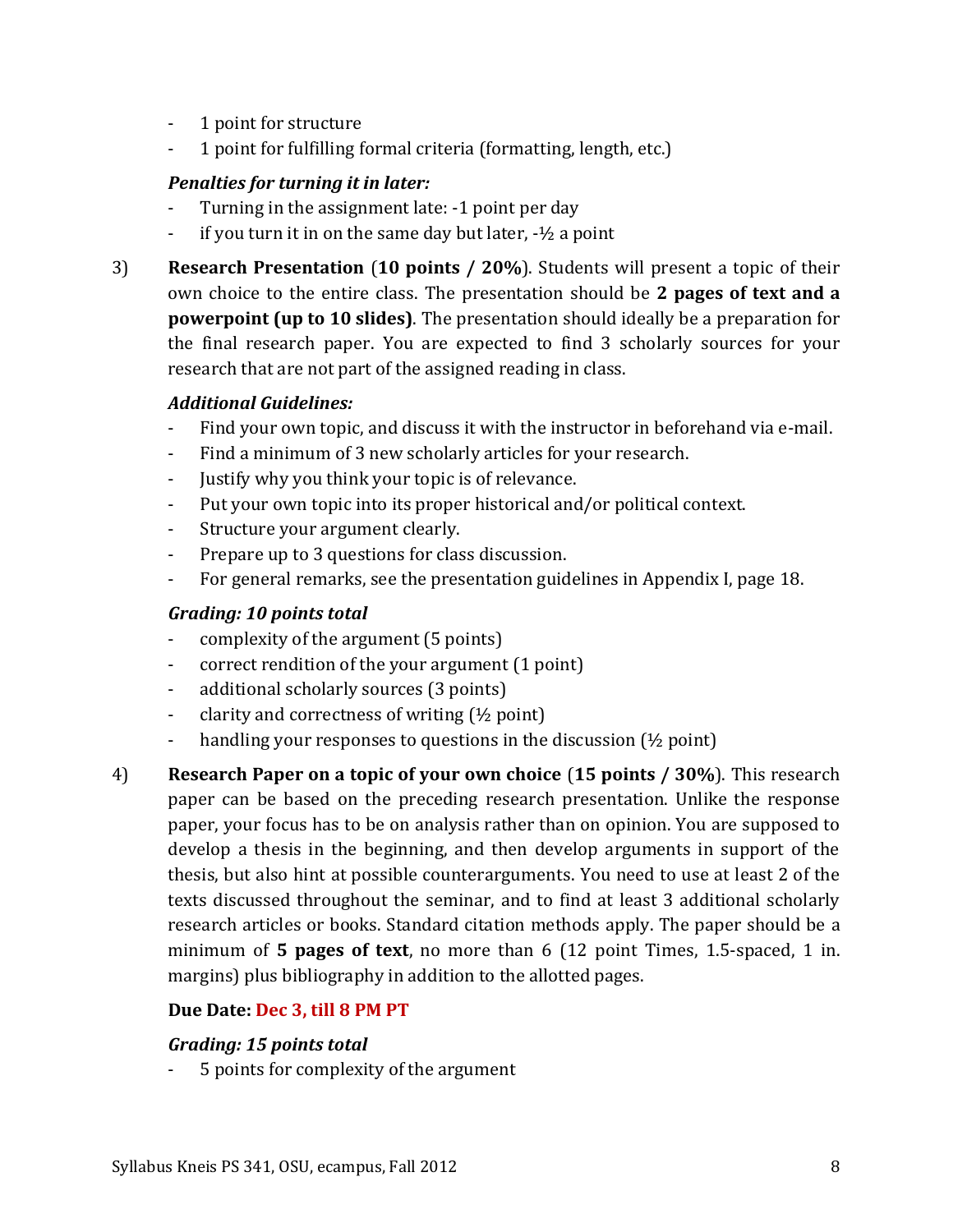- 1 point for structure
- 1 point for fulfilling formal criteria (formatting, length, etc.)

***Penalties for turning it in later:***

- Turning in the assignment late: -1 point per day
- if you turn it in on the same day but later, -½ a point

3) **Research Presentation** (**10 points / 20%**). Students will present a topic of their own choice to the entire class. The presentation should be **2 pages of text and a powerpoint (up to 10 slides)**. The presentation should ideally be a preparation for the final research paper. You are expected to find 3 scholarly sources for your research that are not part of the assigned reading in class.

***Additional Guidelines:***

- Find your own topic, and discuss it with the instructor in beforehand via e-mail.
- Find a minimum of 3 new scholarly articles for your research.
- Justify why you think your topic is of relevance.
- Put your own topic into its proper historical and/or political context.
- Structure your argument clearly.
- Prepare up to 3 questions for class discussion.
- For general remarks, see the presentation guidelines in Appendix I, page 18.

***Grading: 10 points total***

- complexity of the argument (5 points)
- correct rendition of the your argument (1 point)
- additional scholarly sources (3 points)
- clarity and correctness of writing (½ point)
- handling your responses to questions in the discussion (½ point)

4) **Research Paper on a topic of your own choice** (**15 points / 30%**). This research paper can be based on the preceding research presentation. Unlike the response paper, your focus has to be on analysis rather than on opinion. You are supposed to develop a thesis in the beginning, and then develop arguments in support of the thesis, but also hint at possible counterarguments. You need to use at least 2 of the texts discussed throughout the seminar, and to find at least 3 additional scholarly research articles or books. Standard citation methods apply. The paper should be a minimum of **5 pages of text**, no more than 6 (12 point Times, 1.5-spaced, 1 in. margins) plus bibliography in addition to the allotted pages.

**Due Date: Dec 3, till 8 PM PT**

***Grading: 15 points total***

- 5 points for complexity of the argument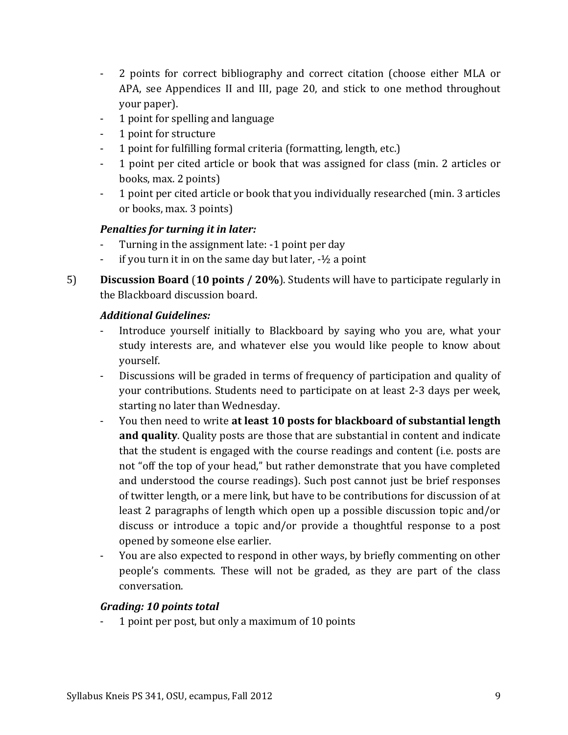- 2 points for correct bibliography and correct citation (choose either MLA or APA, see Appendices II and III, page 20, and stick to one method throughout your paper).
- 1 point for spelling and language
- 1 point for structure
- 1 point for fulfilling formal criteria (formatting, length, etc.)
- 1 point per cited article or book that was assigned for class (min. 2 articles or books, max. 2 points)
- 1 point per cited article or book that you individually researched (min. 3 articles or books, max. 3 points)

***Penalties for turning it in later:***

- Turning in the assignment late: -1 point per day
- if you turn it in on the same day but later, -½ a point

5) **Discussion Board** (**10 points / 20%**). Students will have to participate regularly in the Blackboard discussion board.

***Additional Guidelines:***

- Introduce yourself initially to Blackboard by saying who you are, what your study interests are, and whatever else you would like people to know about yourself.
- Discussions will be graded in terms of frequency of participation and quality of your contributions. Students need to participate on at least 2-3 days per week, starting no later than Wednesday.
- You then need to write **at least 10 posts for blackboard of substantial length and quality**. Quality posts are those that are substantial in content and indicate that the student is engaged with the course readings and content (i.e. posts are not "off the top of your head," but rather demonstrate that you have completed and understood the course readings). Such post cannot just be brief responses of twitter length, or a mere link, but have to be contributions for discussion of at least 2 paragraphs of length which open up a possible discussion topic and/or discuss or introduce a topic and/or provide a thoughtful response to a post opened by someone else earlier.
- You are also expected to respond in other ways, by briefly commenting on other people's comments. These will not be graded, as they are part of the class conversation.

***Grading: 10 points total***

- 1 point per post, but only a maximum of 10 points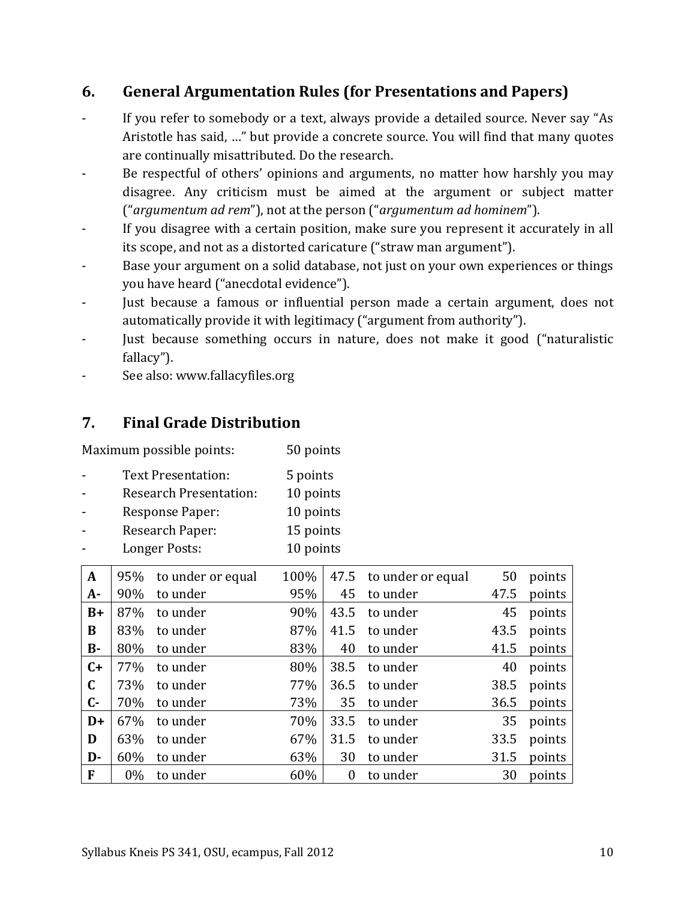## 6. General Argumentation Rules (for Presentations and Papers)

- If you refer to somebody or a text, always provide a detailed source. Never say "As Aristotle has said, …" but provide a concrete source. You will find that many quotes are continually misattributed. Do the research.
- Be respectful of others' opinions and arguments, no matter how harshly you may disagree. Any criticism must be aimed at the argument or subject matter ("*argumentum ad rem*"), not at the person ("*argumentum ad hominem*").
- If you disagree with a certain position, make sure you represent it accurately in all its scope, and not as a distorted caricature ("straw man argument").
- Base your argument on a solid database, not just on your own experiences or things you have heard ("anecdotal evidence").
- Just because a famous or influential person made a certain argument, does not automatically provide it with legitimacy ("argument from authority").
- Just because something occurs in nature, does not make it good ("naturalistic fallacy").
- See also: www.fallacyfiles.org

## 7. Final Grade Distribution

Maximum possible points: 50 points

- Text Presentation: 5 points
- Research Presentation: 10 points
- Response Paper: 10 points
- Research Paper: 15 points
- Longer Posts: 10 points

| Grade | Percentage | | | Points | | | |
|---|---|---|---|---|---|---|---|
| **A** | 95% | to under or equal | 100% | 47.5 | to under or equal | 50 | points |
| **A-** | 90% | to under | 95% | 45 | to under | 47.5 | points |
| **B+** | 87% | to under | 90% | 43.5 | to under | 45 | points |
| **B** | 83% | to under | 87% | 41.5 | to under | 43.5 | points |
| **B-** | 80% | to under | 83% | 40 | to under | 41.5 | points |
| **C+** | 77% | to under | 80% | 38.5 | to under | 40 | points |
| **C** | 73% | to under | 77% | 36.5 | to under | 38.5 | points |
| **C-** | 70% | to under | 73% | 35 | to under | 36.5 | points |
| **D+** | 67% | to under | 70% | 33.5 | to under | 35 | points |
| **D** | 63% | to under | 67% | 31.5 | to under | 33.5 | points |
| **D-** | 60% | to under | 63% | 30 | to under | 31.5 | points |
| **F** | 0% | to under | 60% | 0 | to under | 30 | points |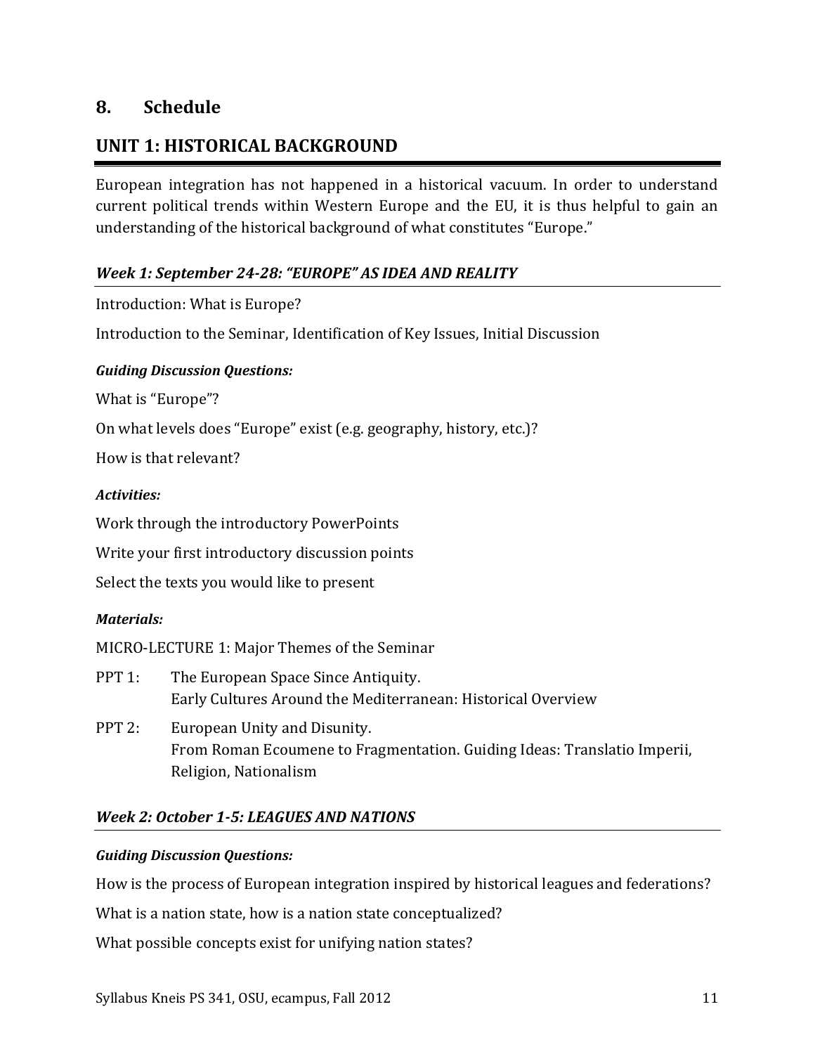## 8. Schedule

## UNIT 1: HISTORICAL BACKGROUND

European integration has not happened in a historical vacuum. In order to understand current political trends within Western Europe and the EU, it is thus helpful to gain an understanding of the historical background of what constitutes "Europe."

### *Week 1: September 24-28: "EUROPE" AS IDEA AND REALITY*

Introduction: What is Europe?

Introduction to the Seminar, Identification of Key Issues, Initial Discussion

***Guiding Discussion Questions:***

What is "Europe"?

On what levels does "Europe" exist (e.g. geography, history, etc.)?

How is that relevant?

***Activities:***

Work through the introductory PowerPoints

Write your first introductory discussion points

Select the texts you would like to present

***Materials:***

MICRO-LECTURE 1: Major Themes of the Seminar

PPT 1: The European Space Since Antiquity.
Early Cultures Around the Mediterranean: Historical Overview

PPT 2: European Unity and Disunity.
From Roman Ecoumene to Fragmentation. Guiding Ideas: Translatio Imperii, Religion, Nationalism

### *Week 2: October 1-5: LEAGUES AND NATIONS*

***Guiding Discussion Questions:***

How is the process of European integration inspired by historical leagues and federations?

What is a nation state, how is a nation state conceptualized?

What possible concepts exist for unifying nation states?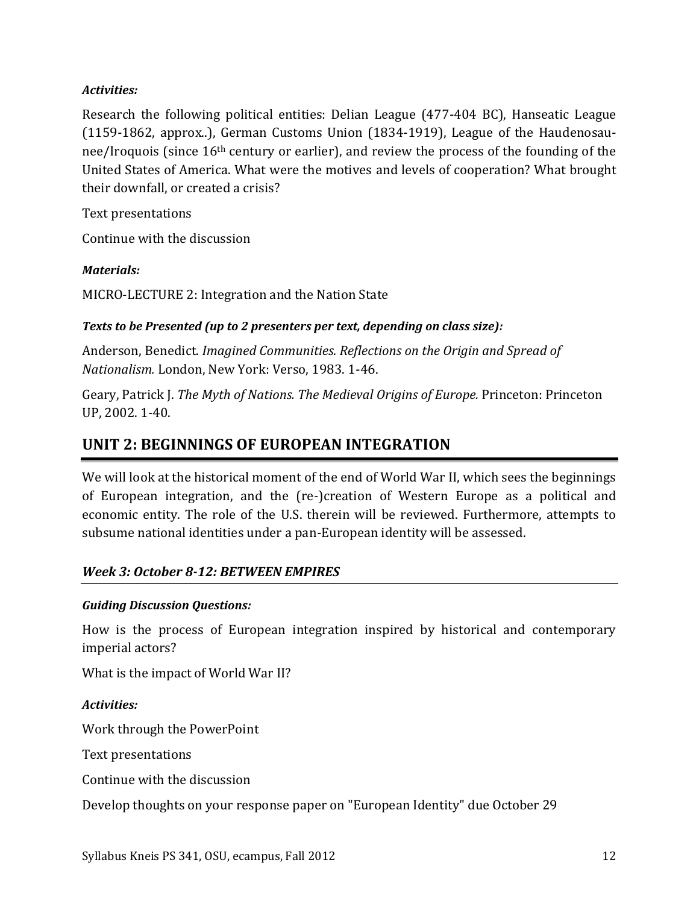***Activities:***

Research the following political entities: Delian League (477-404 BC), Hanseatic League (1159-1862, approx..), German Customs Union (1834-1919), League of the Haudenosaunee/Iroquois (since 16th century or earlier), and review the process of the founding of the United States of America. What were the motives and levels of cooperation? What brought their downfall, or created a crisis?

Text presentations

Continue with the discussion

***Materials:***

MICRO-LECTURE 2: Integration and the Nation State

***Texts to be Presented (up to 2 presenters per text, depending on class size):***

Anderson, Benedict. *Imagined Communities. Reflections on the Origin and Spread of Nationalism.* London, New York: Verso, 1983. 1-46.

Geary, Patrick J. *The Myth of Nations. The Medieval Origins of Europe.* Princeton: Princeton UP, 2002. 1-40.

## UNIT 2: BEGINNINGS OF EUROPEAN INTEGRATION

We will look at the historical moment of the end of World War II, which sees the beginnings of European integration, and the (re-)creation of Western Europe as a political and economic entity. The role of the U.S. therein will be reviewed. Furthermore, attempts to subsume national identities under a pan-European identity will be assessed.

### *Week 3: October 8-12: BETWEEN EMPIRES*

***Guiding Discussion Questions:***

How is the process of European integration inspired by historical and contemporary imperial actors?

What is the impact of World War II?

***Activities:***

Work through the PowerPoint

Text presentations

Continue with the discussion

Develop thoughts on your response paper on "European Identity" due October 29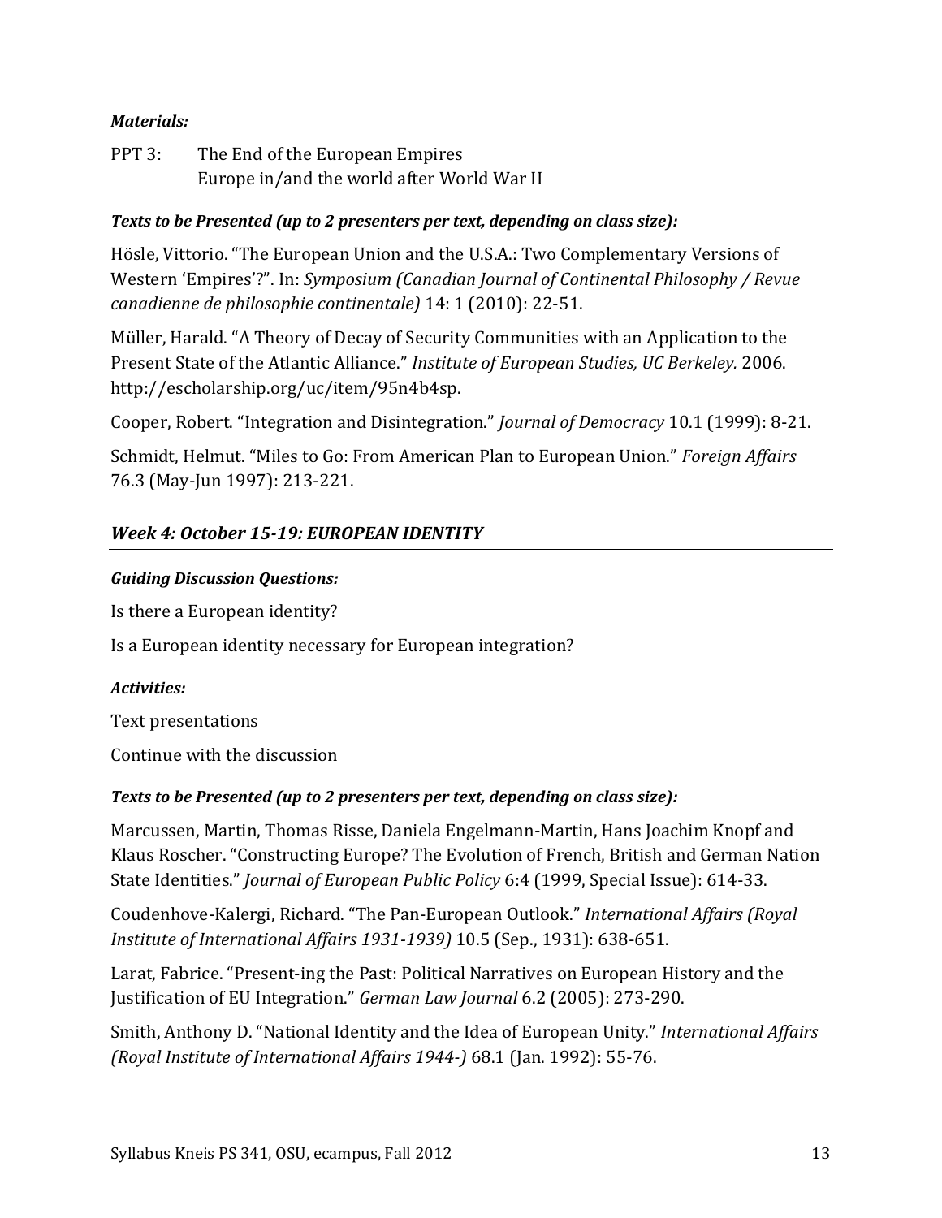***Materials:***

PPT 3: The End of the European Empires
Europe in/and the world after World War II

***Texts to be Presented (up to 2 presenters per text, depending on class size):***

Hösle, Vittorio. "The European Union and the U.S.A.: Two Complementary Versions of Western 'Empires'?". In: *Symposium (Canadian Journal of Continental Philosophy / Revue canadienne de philosophie continentale)* 14: 1 (2010): 22-51.

Müller, Harald. "A Theory of Decay of Security Communities with an Application to the Present State of the Atlantic Alliance." *Institute of European Studies, UC Berkeley.* 2006. http://escholarship.org/uc/item/95n4b4sp.

Cooper, Robert. "Integration and Disintegration." *Journal of Democracy* 10.1 (1999): 8-21.

Schmidt, Helmut. "Miles to Go: From American Plan to European Union." *Foreign Affairs* 76.3 (May-Jun 1997): 213-221.

## *Week 4: October 15-19: EUROPEAN IDENTITY*

***Guiding Discussion Questions:***

Is there a European identity?

Is a European identity necessary for European integration?

***Activities:***

Text presentations

Continue with the discussion

***Texts to be Presented (up to 2 presenters per text, depending on class size):***

Marcussen, Martin, Thomas Risse, Daniela Engelmann-Martin, Hans Joachim Knopf and Klaus Roscher. "Constructing Europe? The Evolution of French, British and German Nation State Identities." *Journal of European Public Policy* 6:4 (1999, Special Issue): 614-33.

Coudenhove-Kalergi, Richard. "The Pan-European Outlook." *International Affairs (Royal Institute of International Affairs 1931-1939)* 10.5 (Sep., 1931): 638-651.

Larat, Fabrice. "Present-ing the Past: Political Narratives on European History and the Justification of EU Integration." *German Law Journal* 6.2 (2005): 273-290.

Smith, Anthony D. "National Identity and the Idea of European Unity." *International Affairs (Royal Institute of International Affairs 1944-)* 68.1 (Jan. 1992): 55-76.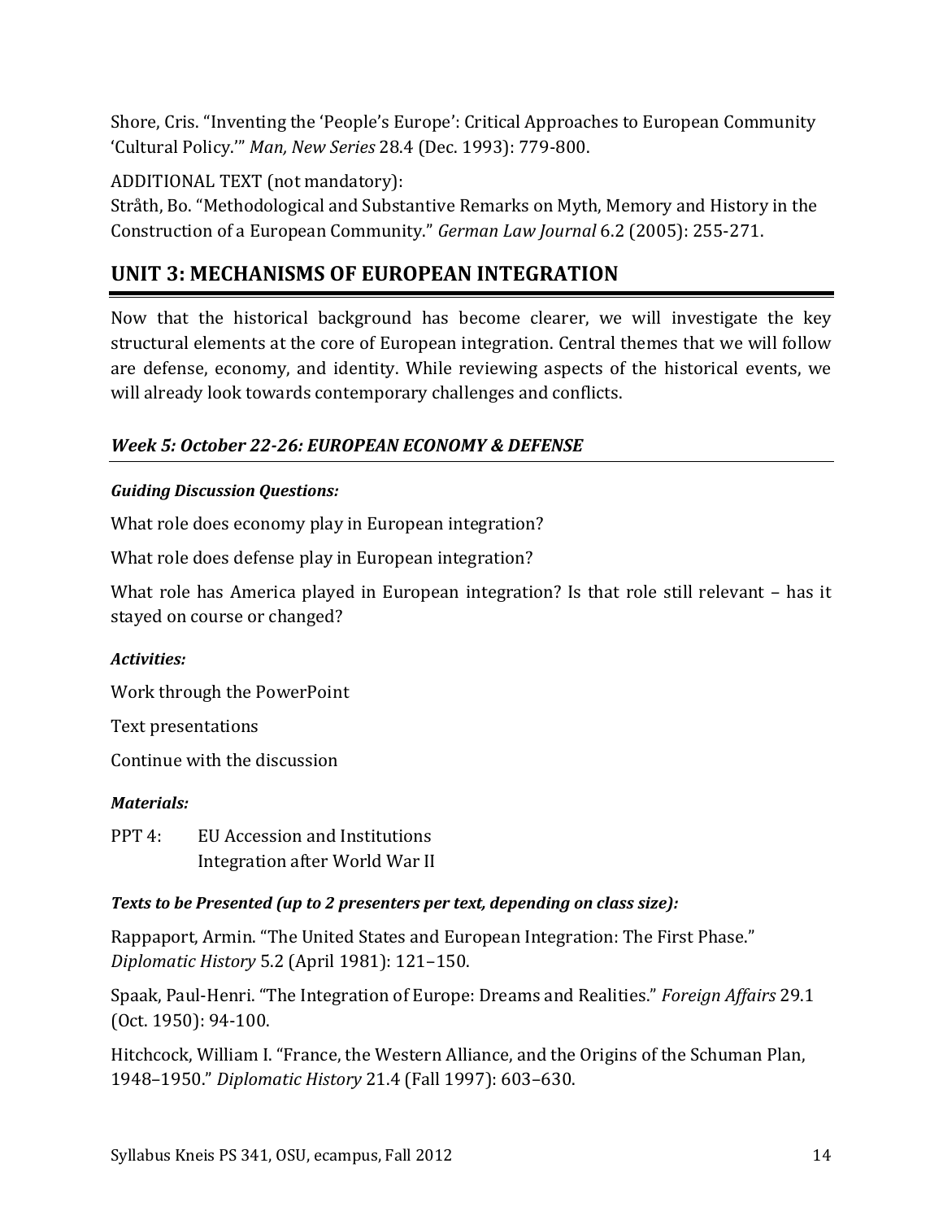Shore, Cris. "Inventing the 'People's Europe': Critical Approaches to European Community 'Cultural Policy.'" *Man, New Series* 28.4 (Dec. 1993): 779-800.

ADDITIONAL TEXT (not mandatory):
Stråth, Bo. "Methodological and Substantive Remarks on Myth, Memory and History in the Construction of a European Community." *German Law Journal* 6.2 (2005): 255-271.

## UNIT 3: MECHANISMS OF EUROPEAN INTEGRATION

Now that the historical background has become clearer, we will investigate the key structural elements at the core of European integration. Central themes that we will follow are defense, economy, and identity. While reviewing aspects of the historical events, we will already look towards contemporary challenges and conflicts.

### *Week 5: October 22-26: EUROPEAN ECONOMY & DEFENSE*

***Guiding Discussion Questions:***

What role does economy play in European integration?

What role does defense play in European integration?

What role has America played in European integration? Is that role still relevant – has it stayed on course or changed?

***Activities:***

Work through the PowerPoint

Text presentations

Continue with the discussion

***Materials:***

PPT 4: EU Accession and Institutions
Integration after World War II

***Texts to be Presented (up to 2 presenters per text, depending on class size):***

Rappaport, Armin. "The United States and European Integration: The First Phase." *Diplomatic History* 5.2 (April 1981): 121–150.

Spaak, Paul-Henri. "The Integration of Europe: Dreams and Realities." *Foreign Affairs* 29.1 (Oct. 1950): 94-100.

Hitchcock, William I. "France, the Western Alliance, and the Origins of the Schuman Plan, 1948–1950." *Diplomatic History* 21.4 (Fall 1997): 603–630.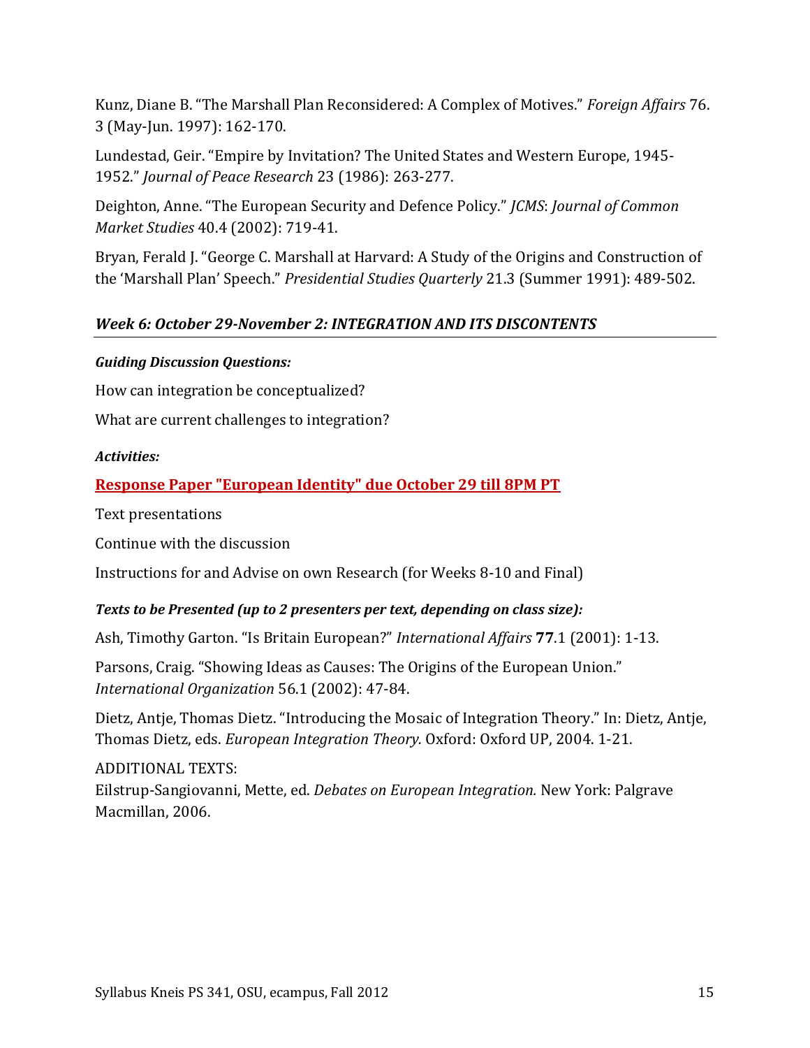Kunz, Diane B. "The Marshall Plan Reconsidered: A Complex of Motives." *Foreign Affairs* 76. 3 (May-Jun. 1997): 162-170.

Lundestad, Geir. "Empire by Invitation? The United States and Western Europe, 1945-1952." *Journal of Peace Research* 23 (1986): 263-277.

Deighton, Anne. "The European Security and Defence Policy." *JCMS*: *Journal of Common Market Studies* 40.4 (2002): 719-41.

Bryan, Ferald J. "George C. Marshall at Harvard: A Study of the Origins and Construction of the 'Marshall Plan' Speech." *Presidential Studies Quarterly* 21.3 (Summer 1991): 489-502.

### *Week 6: October 29-November 2: INTEGRATION AND ITS DISCONTENTS*

***Guiding Discussion Questions:***

How can integration be conceptualized?

What are current challenges to integration?

***Activities:***

**Response Paper "European Identity" due October 29 till 8PM PT**

Text presentations

Continue with the discussion

Instructions for and Advise on own Research (for Weeks 8-10 and Final)

***Texts to be Presented (up to 2 presenters per text, depending on class size):***

Ash, Timothy Garton. "Is Britain European?" *International Affairs* **77**.1 (2001): 1-13.

Parsons, Craig. "Showing Ideas as Causes: The Origins of the European Union." *International Organization* 56.1 (2002): 47-84.

Dietz, Antje, Thomas Dietz. "Introducing the Mosaic of Integration Theory." In: Dietz, Antje, Thomas Dietz, eds. *European Integration Theory.* Oxford: Oxford UP, 2004. 1-21.

ADDITIONAL TEXTS:
Eilstrup-Sangiovanni, Mette, ed. *Debates on European Integration.* New York: Palgrave Macmillan, 2006.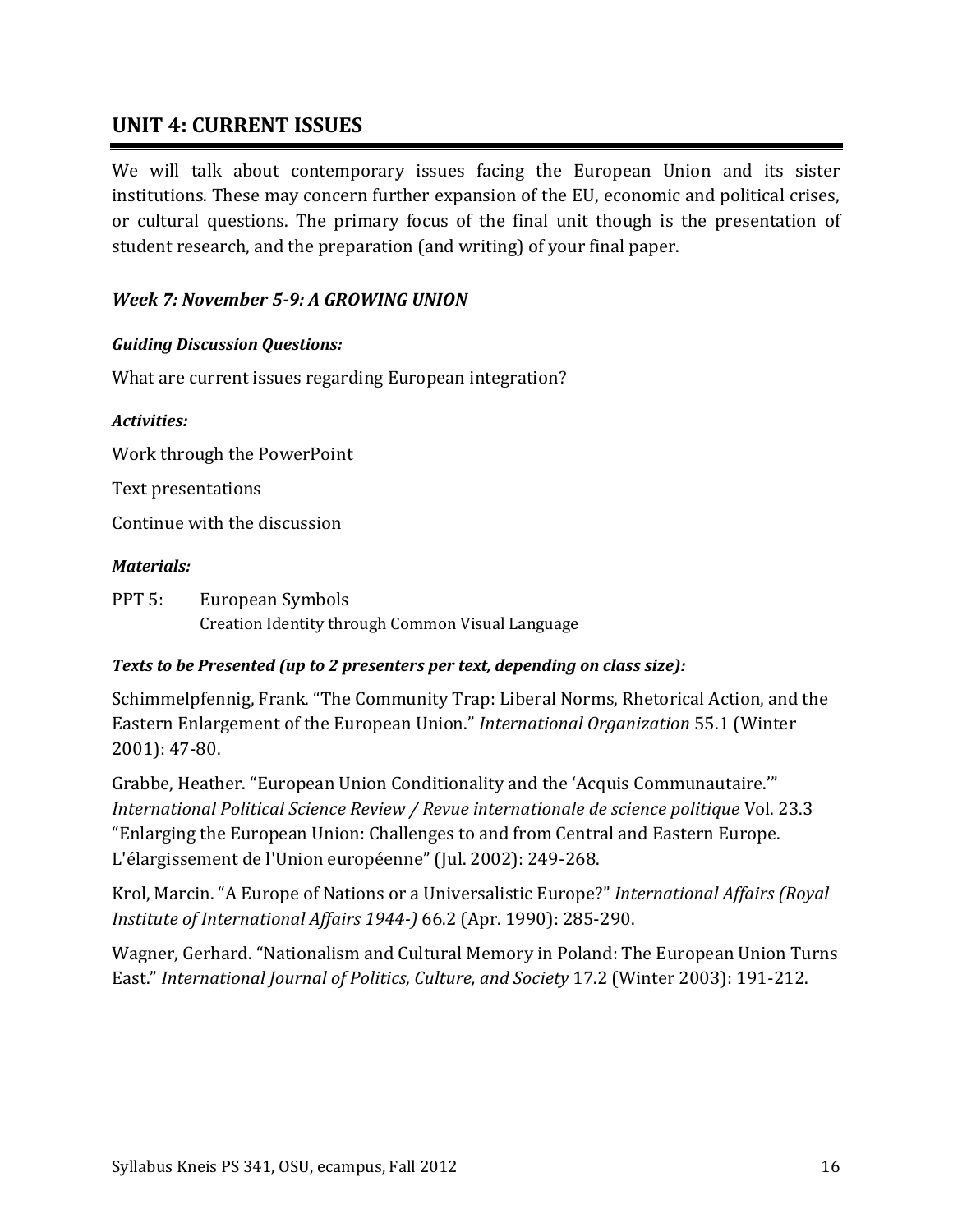## UNIT 4: CURRENT ISSUES

We will talk about contemporary issues facing the European Union and its sister institutions. These may concern further expansion of the EU, economic and political crises, or cultural questions. The primary focus of the final unit though is the presentation of student research, and the preparation (and writing) of your final paper.

### *Week 7: November 5-9: A GROWING UNION*

***Guiding Discussion Questions:***

What are current issues regarding European integration?

***Activities:***

Work through the PowerPoint

Text presentations

Continue with the discussion

***Materials:***

PPT 5: European Symbols
Creation Identity through Common Visual Language

***Texts to be Presented (up to 2 presenters per text, depending on class size):***

Schimmelpfennig, Frank. "The Community Trap: Liberal Norms, Rhetorical Action, and the Eastern Enlargement of the European Union." *International Organization* 55.1 (Winter 2001): 47-80.

Grabbe, Heather. "European Union Conditionality and the 'Acquis Communautaire.'" *International Political Science Review / Revue internationale de science politique* Vol. 23.3 "Enlarging the European Union: Challenges to and from Central and Eastern Europe. L'élargissement de l'Union européenne" (Jul. 2002): 249-268.

Krol, Marcin. "A Europe of Nations or a Universalistic Europe?" *International Affairs (Royal Institute of International Affairs 1944-)* 66.2 (Apr. 1990): 285-290.

Wagner, Gerhard. "Nationalism and Cultural Memory in Poland: The European Union Turns East." *International Journal of Politics, Culture, and Society* 17.2 (Winter 2003): 191-212.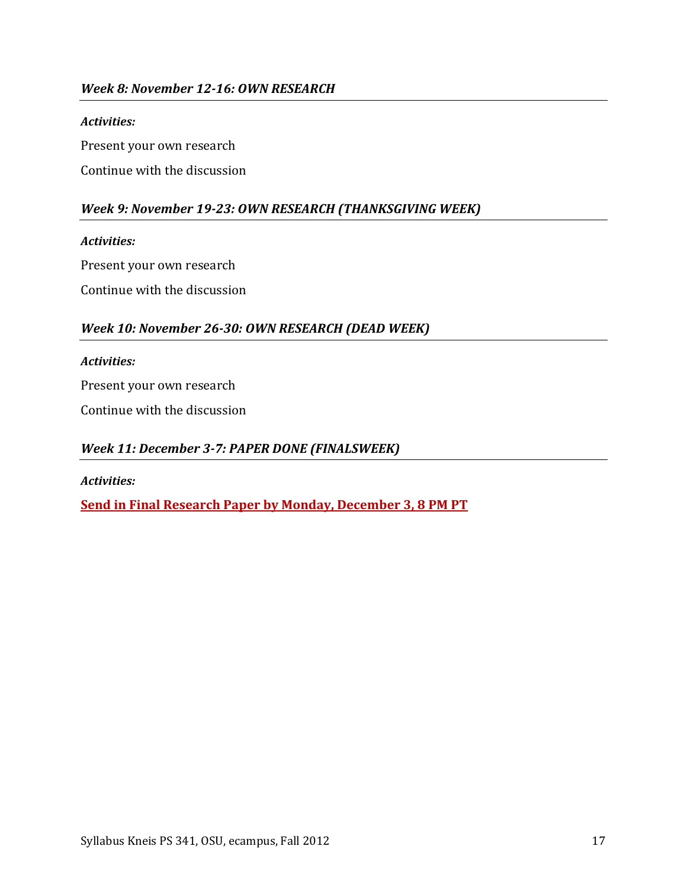### *Week 8: November 12-16: OWN RESEARCH*

***Activities:***

Present your own research

Continue with the discussion

### *Week 9: November 19-23: OWN RESEARCH (THANKSGIVING WEEK)*

***Activities:***

Present your own research

Continue with the discussion

### *Week 10: November 26-30: OWN RESEARCH (DEAD WEEK)*

***Activities:***

Present your own research

Continue with the discussion

### *Week 11: December 3-7: PAPER DONE (FINALSWEEK)*

***Activities:***

**Send in Final Research Paper by Monday, December 3, 8 PM PT**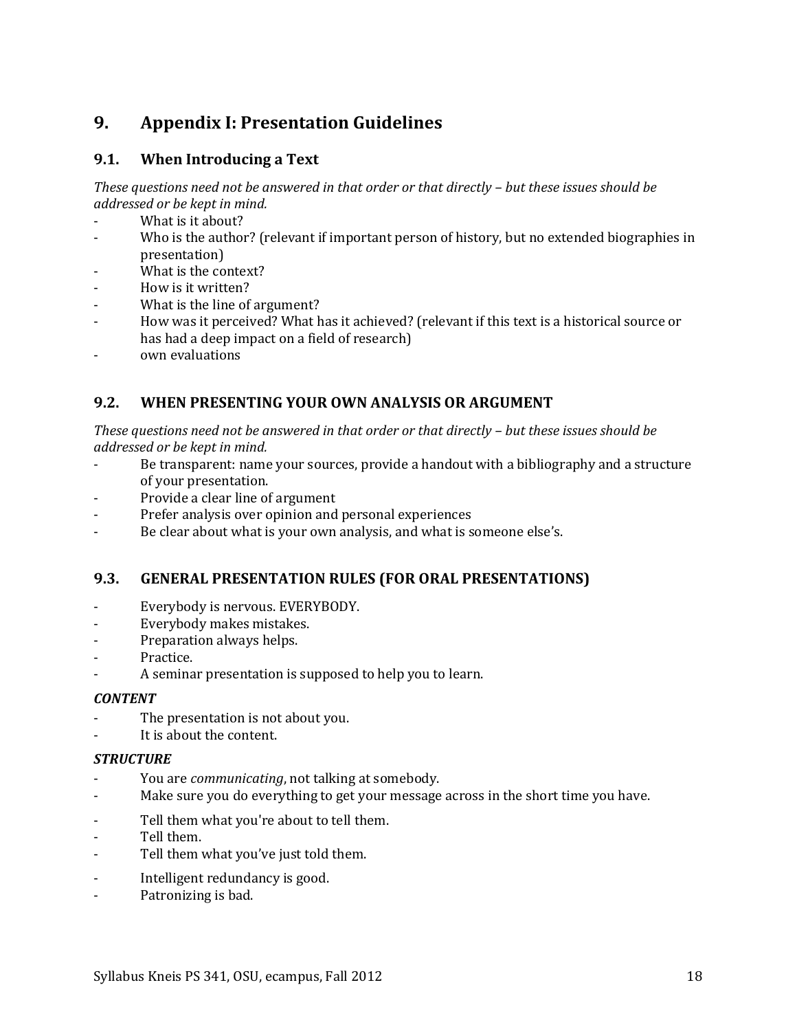# 9. Appendix I: Presentation Guidelines

## 9.1. When Introducing a Text

*These questions need not be answered in that order or that directly – but these issues should be addressed or be kept in mind.*

- What is it about?
- Who is the author? (relevant if important person of history, but no extended biographies in presentation)
- What is the context?
- How is it written?
- What is the line of argument?
- How was it perceived? What has it achieved? (relevant if this text is a historical source or has had a deep impact on a field of research)
- own evaluations

## 9.2. WHEN PRESENTING YOUR OWN ANALYSIS OR ARGUMENT

*These questions need not be answered in that order or that directly – but these issues should be addressed or be kept in mind.*

- Be transparent: name your sources, provide a handout with a bibliography and a structure of your presentation.
- Provide a clear line of argument
- Prefer analysis over opinion and personal experiences
- Be clear about what is your own analysis, and what is someone else's.

## 9.3. GENERAL PRESENTATION RULES (FOR ORAL PRESENTATIONS)

- Everybody is nervous. EVERYBODY.
- Everybody makes mistakes.
- Preparation always helps.
- Practice.
- A seminar presentation is supposed to help you to learn.

***CONTENT***

- The presentation is not about you.
- It is about the content.

***STRUCTURE***

- You are *communicating*, not talking at somebody.
- Make sure you do everything to get your message across in the short time you have.

- Tell them what you're about to tell them.
- Tell them.
- Tell them what you've just told them.

- Intelligent redundancy is good.
- Patronizing is bad.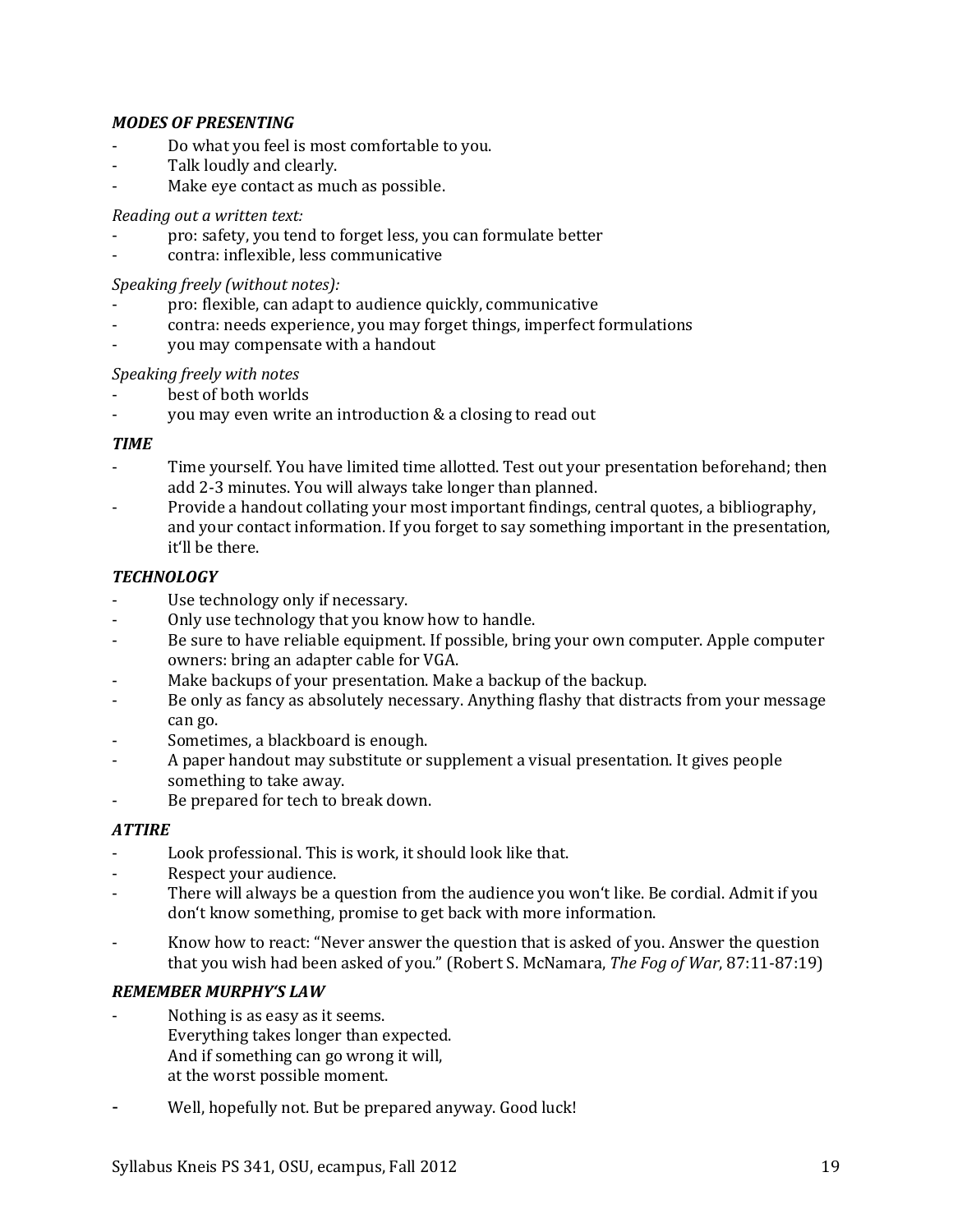***MODES OF PRESENTING***

- Do what you feel is most comfortable to you.
- Talk loudly and clearly.
- Make eye contact as much as possible.

*Reading out a written text:*

- pro: safety, you tend to forget less, you can formulate better
- contra: inflexible, less communicative

*Speaking freely (without notes):*

- pro: flexible, can adapt to audience quickly, communicative
- contra: needs experience, you may forget things, imperfect formulations
- you may compensate with a handout

*Speaking freely with notes*

- best of both worlds
- you may even write an introduction & a closing to read out

***TIME***

- Time yourself. You have limited time allotted. Test out your presentation beforehand; then add 2-3 minutes. You will always take longer than planned.
- Provide a handout collating your most important findings, central quotes, a bibliography, and your contact information. If you forget to say something important in the presentation, it'll be there.

***TECHNOLOGY***

- Use technology only if necessary.
- Only use technology that you know how to handle.
- Be sure to have reliable equipment. If possible, bring your own computer. Apple computer owners: bring an adapter cable for VGA.
- Make backups of your presentation. Make a backup of the backup.
- Be only as fancy as absolutely necessary. Anything flashy that distracts from your message can go.
- Sometimes, a blackboard is enough.
- A paper handout may substitute or supplement a visual presentation. It gives people something to take away.
- Be prepared for tech to break down.

***ATTIRE***

- Look professional. This is work, it should look like that.
- Respect your audience.
- There will always be a question from the audience you won't like. Be cordial. Admit if you don't know something, promise to get back with more information.
- Know how to react: "Never answer the question that is asked of you. Answer the question that you wish had been asked of you." (Robert S. McNamara, *The Fog of War*, 87:11-87:19)

***REMEMBER MURPHY'S LAW***

- Nothing is as easy as it seems.
  Everything takes longer than expected.
  And if something can go wrong it will,
  at the worst possible moment.
- Well, hopefully not. But be prepared anyway. Good luck!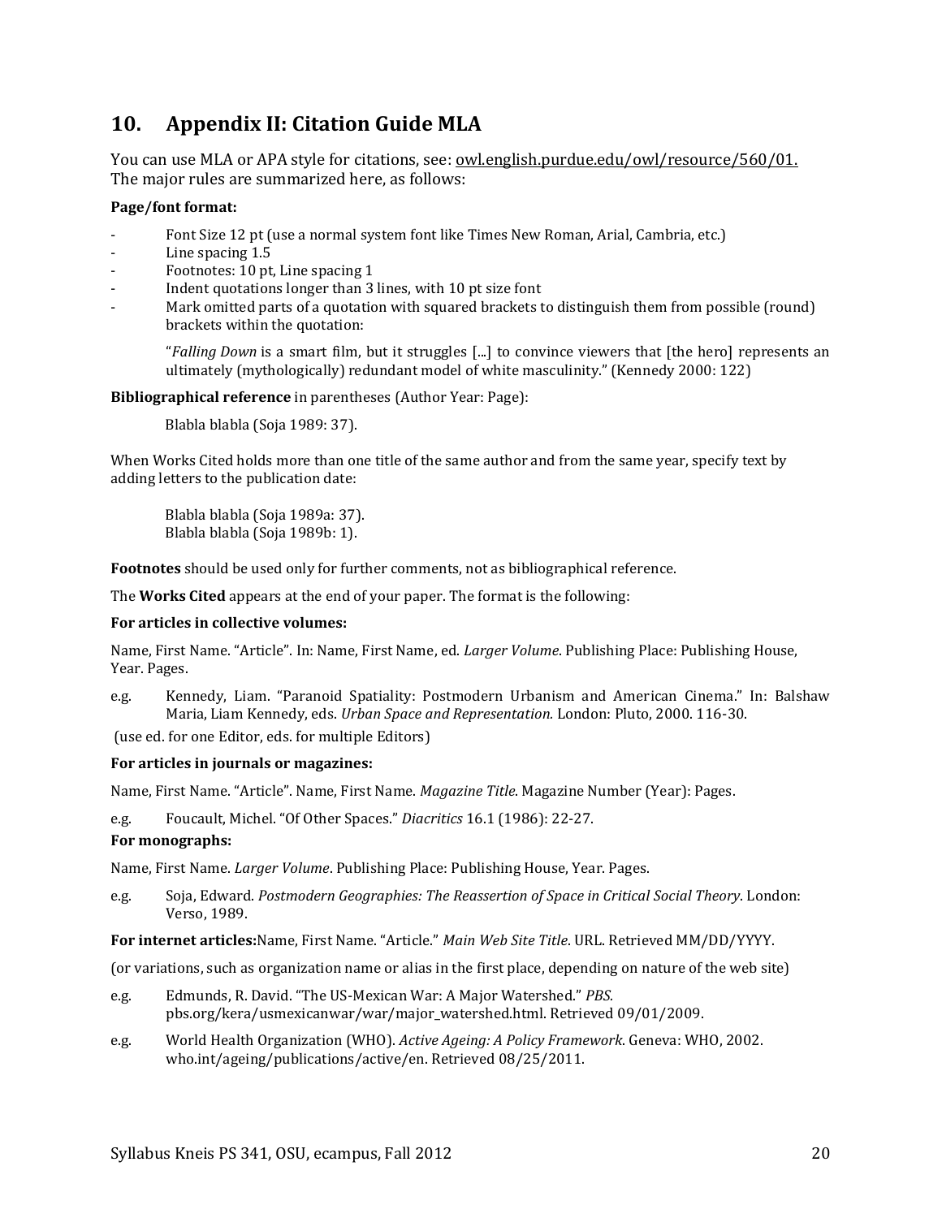## 10. Appendix II: Citation Guide MLA

You can use MLA or APA style for citations, see: owl.english.purdue.edu/owl/resource/560/01. The major rules are summarized here, as follows:

**Page/font format:**

- Font Size 12 pt (use a normal system font like Times New Roman, Arial, Cambria, etc.)
- Line spacing 1.5
- Footnotes: 10 pt, Line spacing 1
- Indent quotations longer than 3 lines, with 10 pt size font
- Mark omitted parts of a quotation with squared brackets to distinguish them from possible (round) brackets within the quotation:

> "*Falling Down* is a smart film, but it struggles [...] to convince viewers that [the hero] represents an ultimately (mythologically) redundant model of white masculinity." (Kennedy 2000: 122)

**Bibliographical reference** in parentheses (Author Year: Page):

> Blabla blabla (Soja 1989: 37).

When Works Cited holds more than one title of the same author and from the same year, specify text by adding letters to the publication date:

> Blabla blabla (Soja 1989a: 37).
> Blabla blabla (Soja 1989b: 1).

**Footnotes** should be used only for further comments, not as bibliographical reference.

The **Works Cited** appears at the end of your paper. The format is the following:

**For articles in collective volumes:**

Name, First Name. "Article". In: Name, First Name, ed. *Larger Volume*. Publishing Place: Publishing House, Year. Pages.

e.g. Kennedy, Liam. "Paranoid Spatiality: Postmodern Urbanism and American Cinema." In: Balshaw Maria, Liam Kennedy, eds. *Urban Space and Representation.* London: Pluto, 2000. 116-30.

(use ed. for one Editor, eds. for multiple Editors)

**For articles in journals or magazines:**

Name, First Name. "Article". Name, First Name. *Magazine Title*. Magazine Number (Year): Pages.

e.g. Foucault, Michel. "Of Other Spaces." *Diacritics* 16.1 (1986): 22-27.

**For monographs:**

Name, First Name. *Larger Volume*. Publishing Place: Publishing House, Year. Pages.

e.g. Soja, Edward. *Postmodern Geographies: The Reassertion of Space in Critical Social Theory*. London: Verso, 1989.

**For internet articles:**Name, First Name. "Article." *Main Web Site Title*. URL. Retrieved MM/DD/YYYY.

(or variations, such as organization name or alias in the first place, depending on nature of the web site)

e.g. Edmunds, R. David. "The US-Mexican War: A Major Watershed." *PBS.* pbs.org/kera/usmexicanwar/war/major_watershed.html. Retrieved 09/01/2009.

e.g. World Health Organization (WHO). *Active Ageing: A Policy Framework*. Geneva: WHO, 2002. who.int/ageing/publications/active/en. Retrieved 08/25/2011.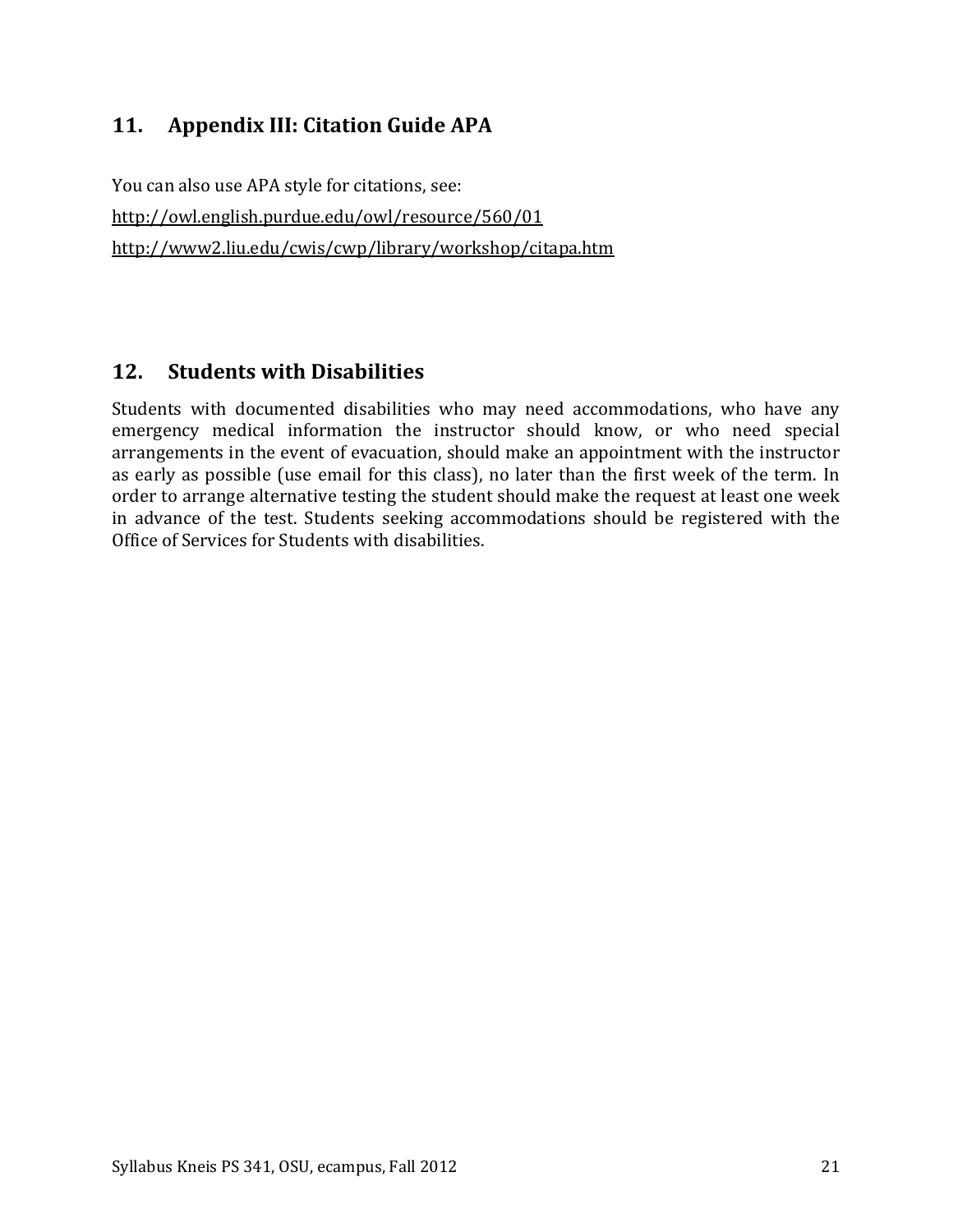## 11. Appendix III: Citation Guide APA

You can also use APA style for citations, see:

http://owl.english.purdue.edu/owl/resource/560/01

http://www2.liu.edu/cwis/cwp/library/workshop/citapa.htm

## 12. Students with Disabilities

Students with documented disabilities who may need accommodations, who have any emergency medical information the instructor should know, or who need special arrangements in the event of evacuation, should make an appointment with the instructor as early as possible (use email for this class), no later than the first week of the term. In order to arrange alternative testing the student should make the request at least one week in advance of the test. Students seeking accommodations should be registered with the Office of Services for Students with disabilities.